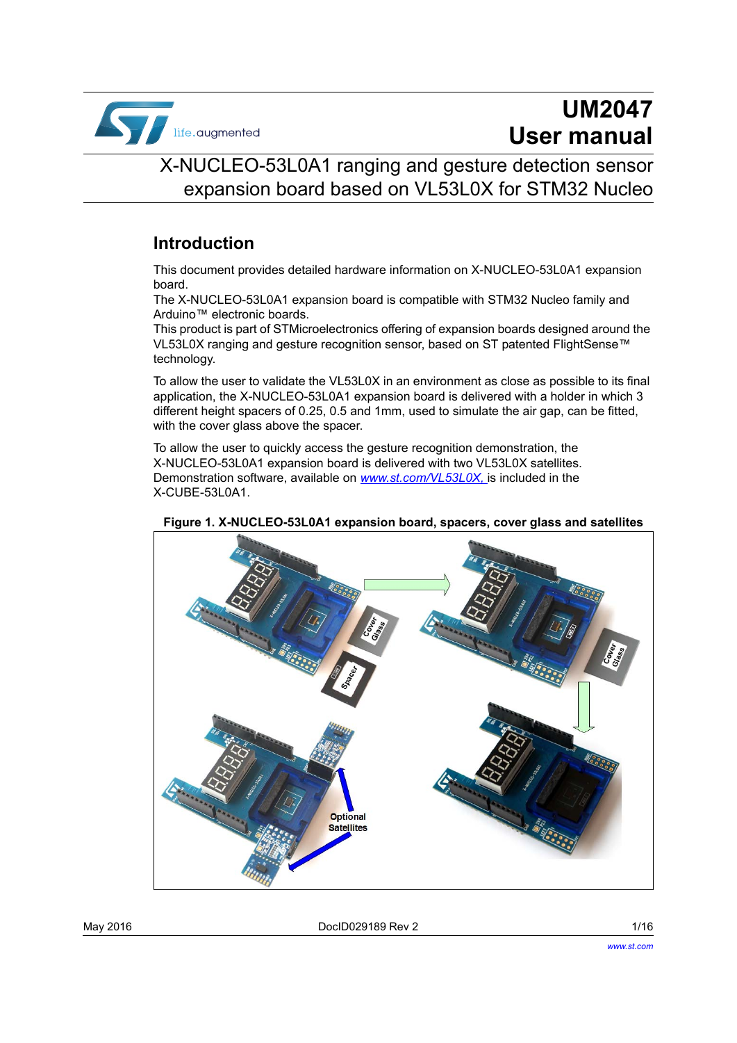# UM2047
# User manual

## X-NUCLEO-53L0A1 ranging and gesture detection sensor expansion board based on VL53L0X for STM32 Nucleo

## Introduction

This document provides detailed hardware information on X-NUCLEO-53L0A1 expansion board.
The X-NUCLEO-53L0A1 expansion board is compatible with STM32 Nucleo family and Arduino™ electronic boards.
This product is part of STMicroelectronics offering of expansion boards designed around the VL53L0X ranging and gesture recognition sensor, based on ST patented FlightSense™ technology.

To allow the user to validate the VL53L0X in an environment as close as possible to its final application, the X-NUCLEO-53L0A1 expansion board is delivered with a holder in which 3 different height spacers of 0.25, 0.5 and 1mm, used to simulate the air gap, can be fitted, with the cover glass above the spacer.

To allow the user to quickly access the gesture recognition demonstration, the X-NUCLEO-53L0A1 expansion board is delivered with two VL53L0X satellites. Demonstration software, available on *www.st.com/VL53L0X,* is included in the X-CUBE-53L0A1.

**Figure 1. X-NUCLEO-53L0A1 expansion board, spacers, cover glass and satellites**

May 2016 DocID029189 Rev 2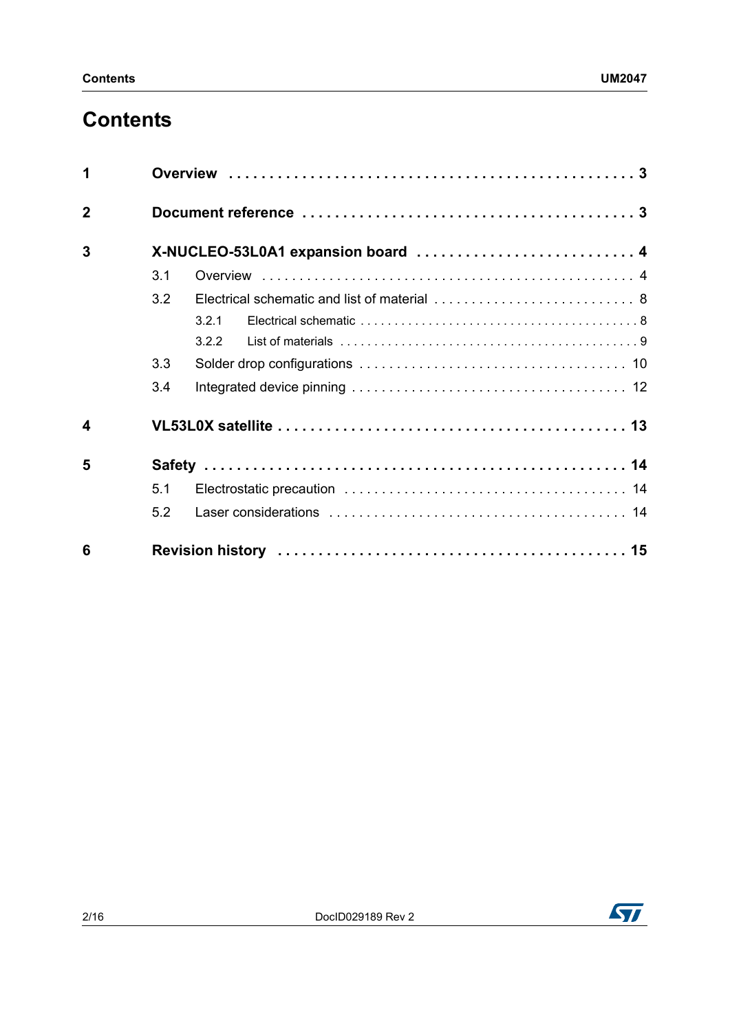# Contents

| | | |
|---|---|---|
| **1** | **Overview** | **3** |
| **2** | **Document reference** | **3** |
| **3** | **X-NUCLEO-53L0A1 expansion board** | **4** |
| | 3.1 Overview | 4 |
| | 3.2 Electrical schematic and list of material | 8 |
| | 3.2.1 Electrical schematic | 8 |
| | 3.2.2 List of materials | 9 |
| | 3.3 Solder drop configurations | 10 |
| | 3.4 Integrated device pinning | 12 |
| **4** | **VL53L0X satellite** | **13** |
| **5** | **Safety** | **14** |
| | 5.1 Electrostatic precaution | 14 |
| | 5.2 Laser considerations | 14 |
| **6** | **Revision history** | **15** |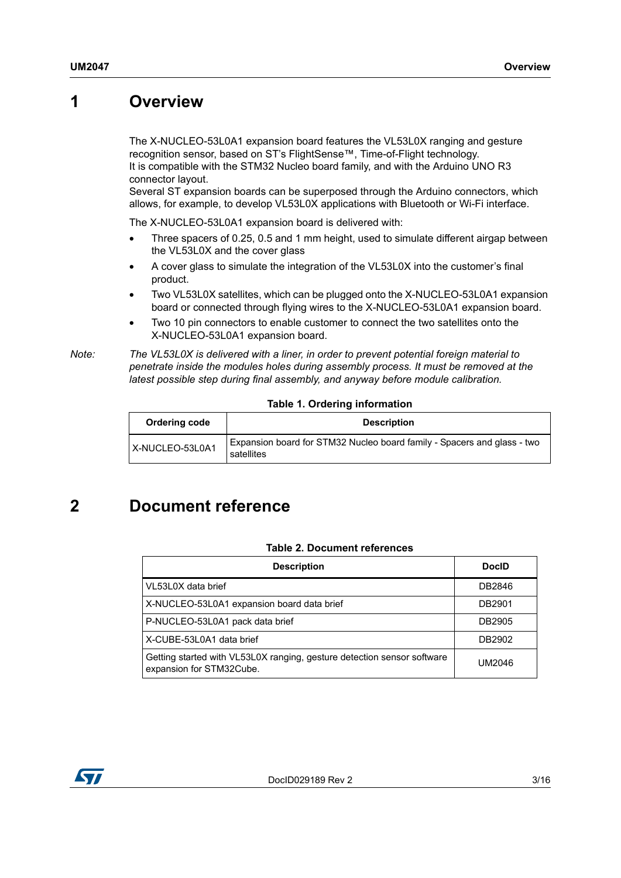# 1 Overview

The X-NUCLEO-53L0A1 expansion board features the VL53L0X ranging and gesture recognition sensor, based on ST's FlightSense™, Time-of-Flight technology.
It is compatible with the STM32 Nucleo board family, and with the Arduino UNO R3 connector layout.
Several ST expansion boards can be superposed through the Arduino connectors, which allows, for example, to develop VL53L0X applications with Bluetooth or Wi-Fi interface.

The X-NUCLEO-53L0A1 expansion board is delivered with:

- Three spacers of 0.25, 0.5 and 1 mm height, used to simulate different airgap between the VL53L0X and the cover glass
- A cover glass to simulate the integration of the VL53L0X into the customer's final product.
- Two VL53L0X satellites, which can be plugged onto the X-NUCLEO-53L0A1 expansion board or connected through flying wires to the X-NUCLEO-53L0A1 expansion board.
- Two 10 pin connectors to enable customer to connect the two satellites onto the X-NUCLEO-53L0A1 expansion board.

*Note: The VL53L0X is delivered with a liner, in order to prevent potential foreign material to penetrate inside the modules holes during assembly process. It must be removed at the latest possible step during final assembly, and anyway before module calibration.*

**Table 1. Ordering information**

| Ordering code | Description |
|---|---|
| X-NUCLEO-53L0A1 | Expansion board for STM32 Nucleo board family - Spacers and glass - two satellites |

# 2 Document reference

**Table 2. Document references**

| Description | DocID |
|---|---|
| VL53L0X data brief | DB2846 |
| X-NUCLEO-53L0A1 expansion board data brief | DB2901 |
| P-NUCLEO-53L0A1 pack data brief | DB2905 |
| X-CUBE-53L0A1 data brief | DB2902 |
| Getting started with VL53L0X ranging, gesture detection sensor software expansion for STM32Cube. | UM2046 |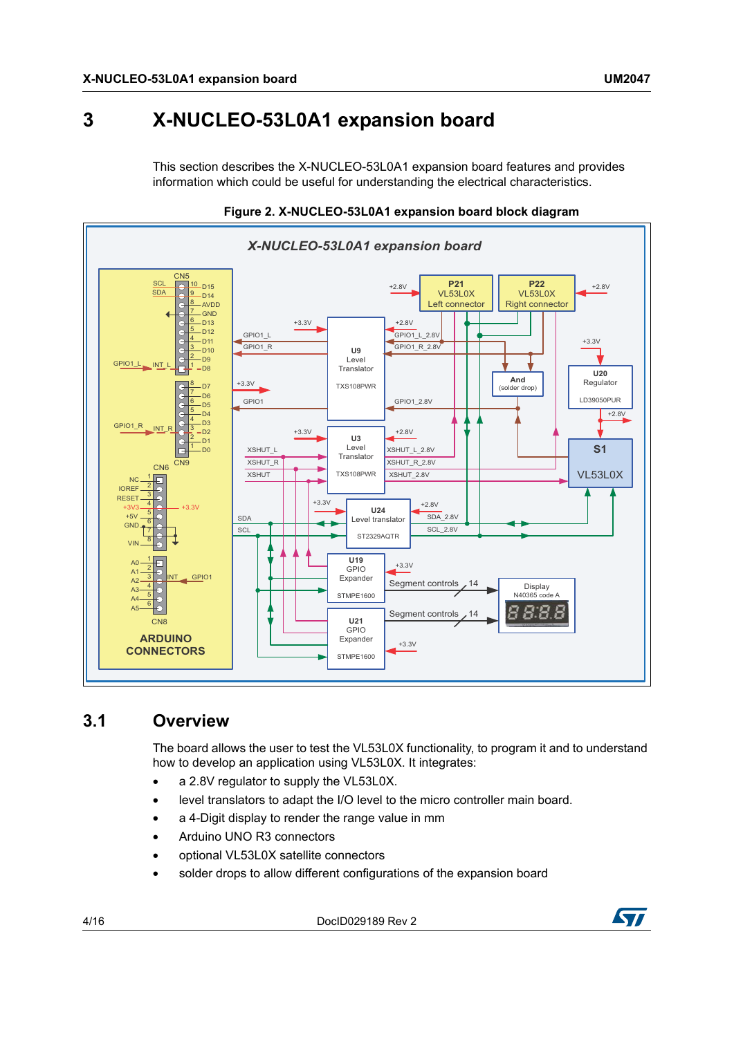# 3 X-NUCLEO-53L0A1 expansion board

This section describes the X-NUCLEO-53L0A1 expansion board features and provides information which could be useful for understanding the electrical characteristics.

**Figure 2. X-NUCLEO-53L0A1 expansion board block diagram**

## 3.1 Overview

The board allows the user to test the VL53L0X functionality, to program it and to understand how to develop an application using VL53L0X. It integrates:

- a 2.8V regulator to supply the VL53L0X.
- level translators to adapt the I/O level to the micro controller main board.
- a 4-Digit display to render the range value in mm
- Arduino UNO R3 connectors
- optional VL53L0X satellite connectors
- solder drops to allow different configurations of the expansion board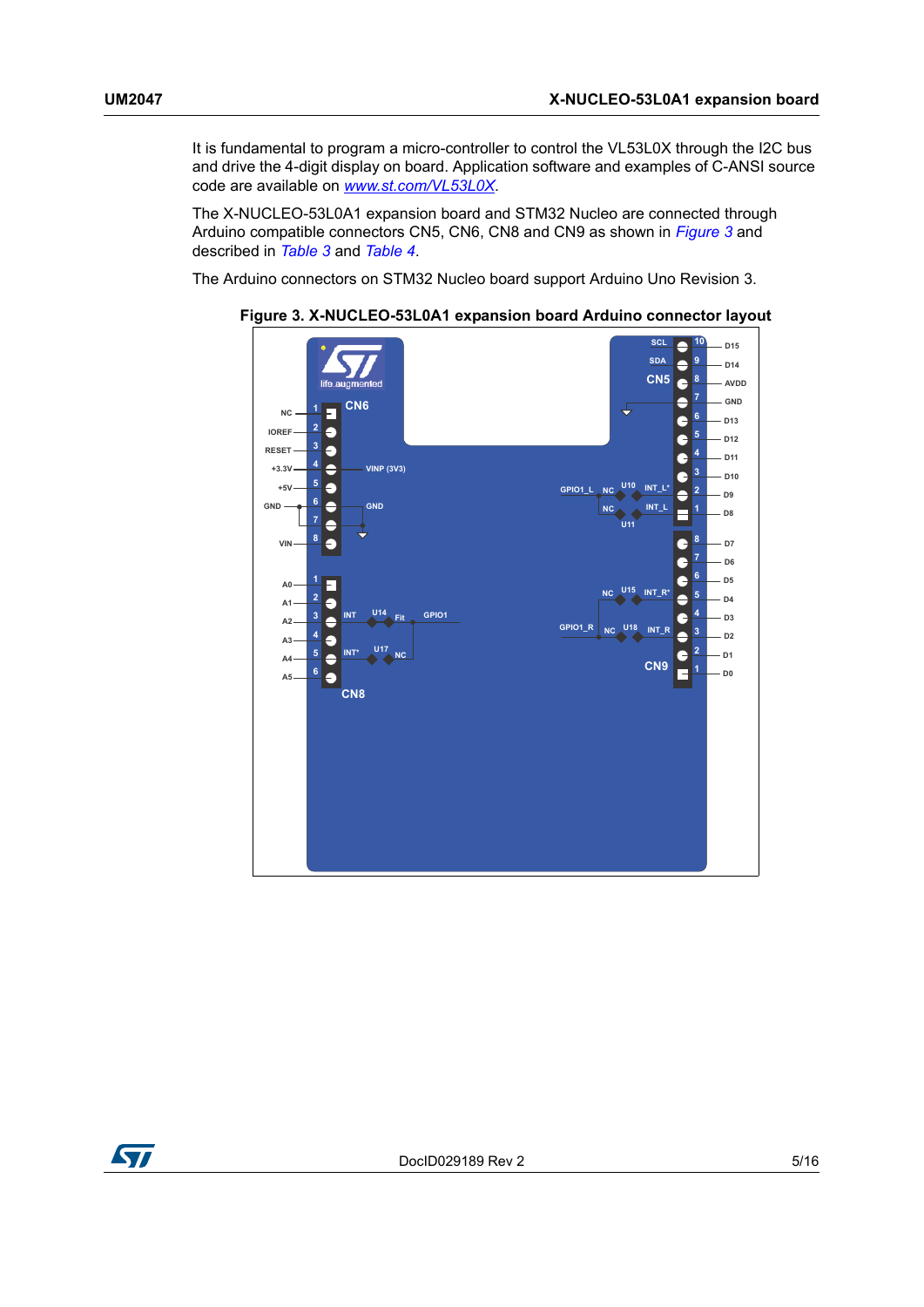It is fundamental to program a micro-controller to control the VL53L0X through the I2C bus and drive the 4-digit display on board. Application software and examples of C-ANSI source code are available on www.st.com/VL53L0X.

The X-NUCLEO-53L0A1 expansion board and STM32 Nucleo are connected through Arduino compatible connectors CN5, CN6, CN8 and CN9 as shown in *Figure 3* and described in *Table 3* and *Table 4*.

The Arduino connectors on STM32 Nucleo board support Arduino Uno Revision 3.

**Figure 3. X-NUCLEO-53L0A1 expansion board Arduino connector layout**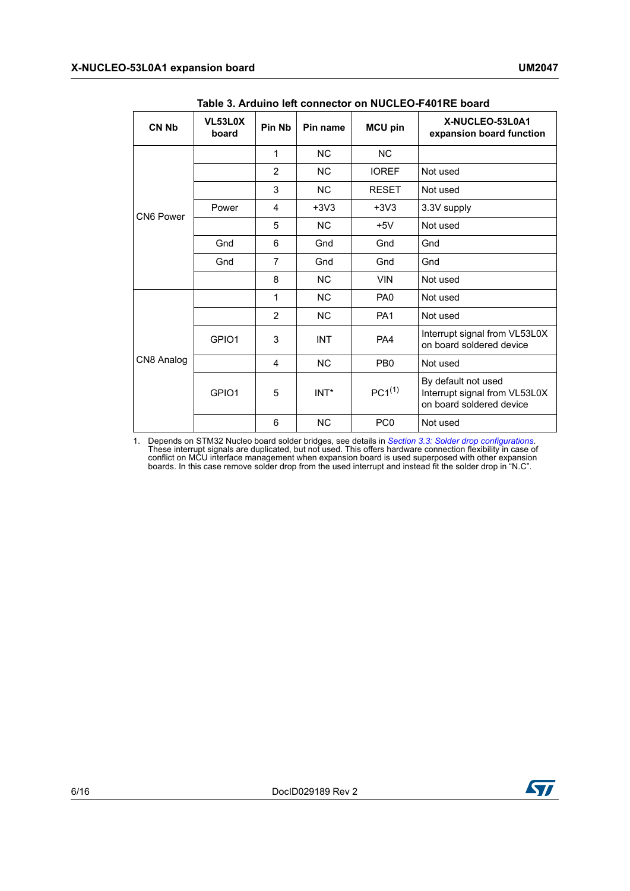**Table 3. Arduino left connector on NUCLEO-F401RE board**

| CN Nb | VL53L0X board | Pin Nb | Pin name | MCU pin | X-NUCLEO-53L0A1 expansion board function |
|---|---|---|---|---|---|
| CN6 Power | | 1 | NC | NC | |
| | | 2 | NC | IOREF | Not used |
| | | 3 | NC | RESET | Not used |
| | Power | 4 | +3V3 | +3V3 | 3.3V supply |
| | | 5 | NC | +5V | Not used |
| | Gnd | 6 | Gnd | Gnd | Gnd |
| | Gnd | 7 | Gnd | Gnd | Gnd |
| | | 8 | NC | VIN | Not used |
| CN8 Analog | | 1 | NC | PA0 | Not used |
| | | 2 | NC | PA1 | Not used |
| | GPIO1 | 3 | INT | PA4 | Interrupt signal from VL53L0X on board soldered device |
| | | 4 | NC | PB0 | Not used |
| | GPIO1 | 5 | INT* | PC1(1) | By default not used Interrupt signal from VL53L0X on board soldered device |
| | | 6 | NC | PC0 | Not used |

1. Depends on STM32 Nucleo board solder bridges, see details in *Section 3.3: Solder drop configurations*. These interrupt signals are duplicated, but not used. This offers hardware connection flexibility in case of conflict on MCU interface management when expansion board is used superposed with other expansion boards. In this case remove solder drop from the used interrupt and instead fit the solder drop in "N.C".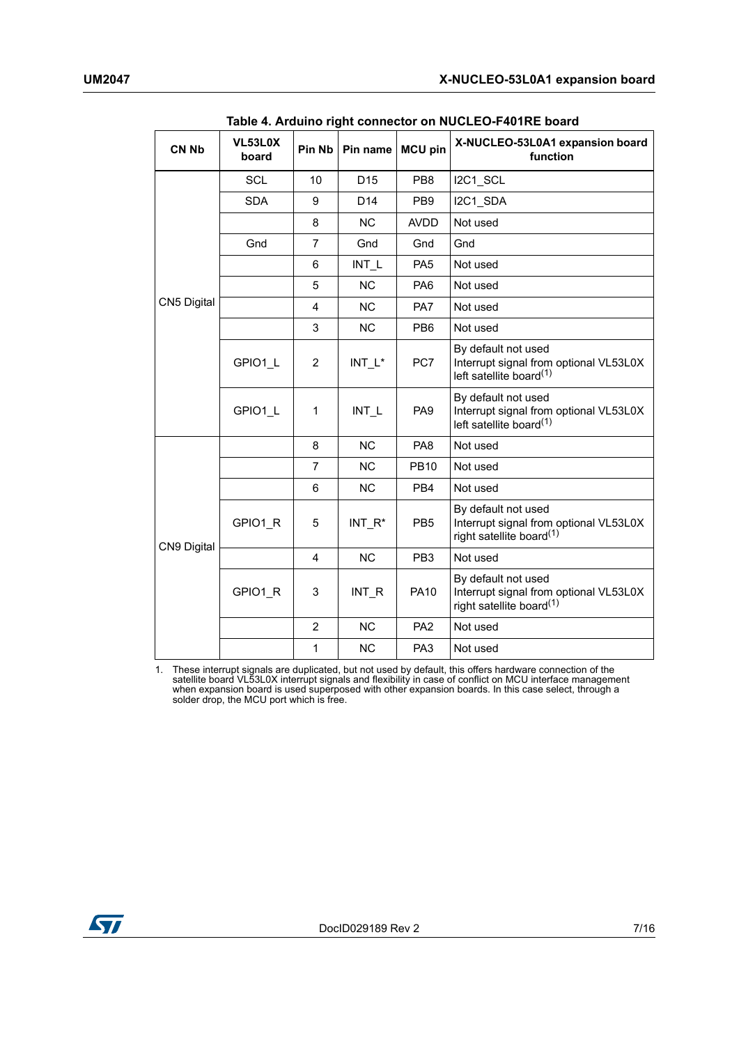Table 4. Arduino right connector on NUCLEO-F401RE board

| CN Nb | VL53L0X board | Pin Nb | Pin name | MCU pin | X-NUCLEO-53L0A1 expansion board function |
|---|---|---|---|---|---|
| CN5 Digital | SCL | 10 | D15 | PB8 | I2C1_SCL |
| | SDA | 9 | D14 | PB9 | I2C1_SDA |
| | | 8 | NC | AVDD | Not used |
| | Gnd | 7 | Gnd | Gnd | Gnd |
| | | 6 | INT_L | PA5 | Not used |
| | | 5 | NC | PA6 | Not used |
| | | 4 | NC | PA7 | Not used |
| | | 3 | NC | PB6 | Not used |
| | GPIO1_L | 2 | INT_L* | PC7 | By default not used Interrupt signal from optional VL53L0X left satellite board[(1)] |
| | GPIO1_L | 1 | INT_L | PA9 | By default not used Interrupt signal from optional VL53L0X left satellite board[(1)] |
| CN9 Digital | | 8 | NC | PA8 | Not used |
| | | 7 | NC | PB10 | Not used |
| | | 6 | NC | PB4 | Not used |
| | GPIO1_R | 5 | INT_R* | PB5 | By default not used Interrupt signal from optional VL53L0X right satellite board[(1)] |
| | | 4 | NC | PB3 | Not used |
| | GPIO1_R | 3 | INT_R | PA10 | By default not used Interrupt signal from optional VL53L0X right satellite board[(1)] |
| | | 2 | NC | PA2 | Not used |
| | | 1 | NC | PA3 | Not used |

1. These interrupt signals are duplicated, but not used by default, this offers hardware connection of the satellite board VL53L0X interrupt signals and flexibility in case of conflict on MCU interface management when expansion board is used superposed with other expansion boards. In this case select, through a solder drop, the MCU port which is free.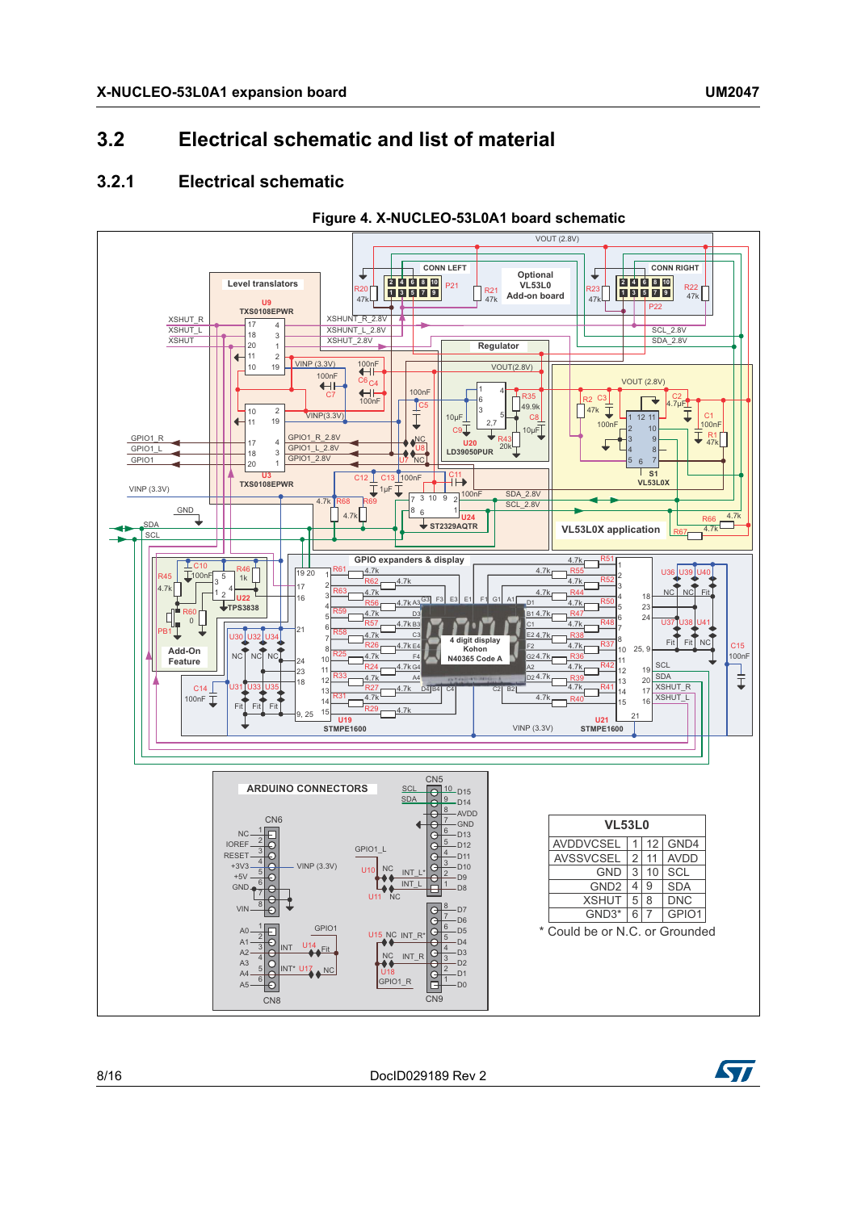## 3.2 Electrical schematic and list of material

### 3.2.1 Electrical schematic

**Figure 4. X-NUCLEO-53L0A1 board schematic**

| VL53L0 | | | |
|---|---|---|---|
| AVDDVCSEL | 1 | 12 | GND4 |
| AVSSVCSEL | 2 | 11 | AVDD |
| GND | 3 | 10 | SCL |
| GND2 | 4 | 9 | SDA |
| XSHUT | 5 | 8 | DNC |
| GND3* | 6 | 7 | GPIO1 |

\* Could be or N.C. or Grounded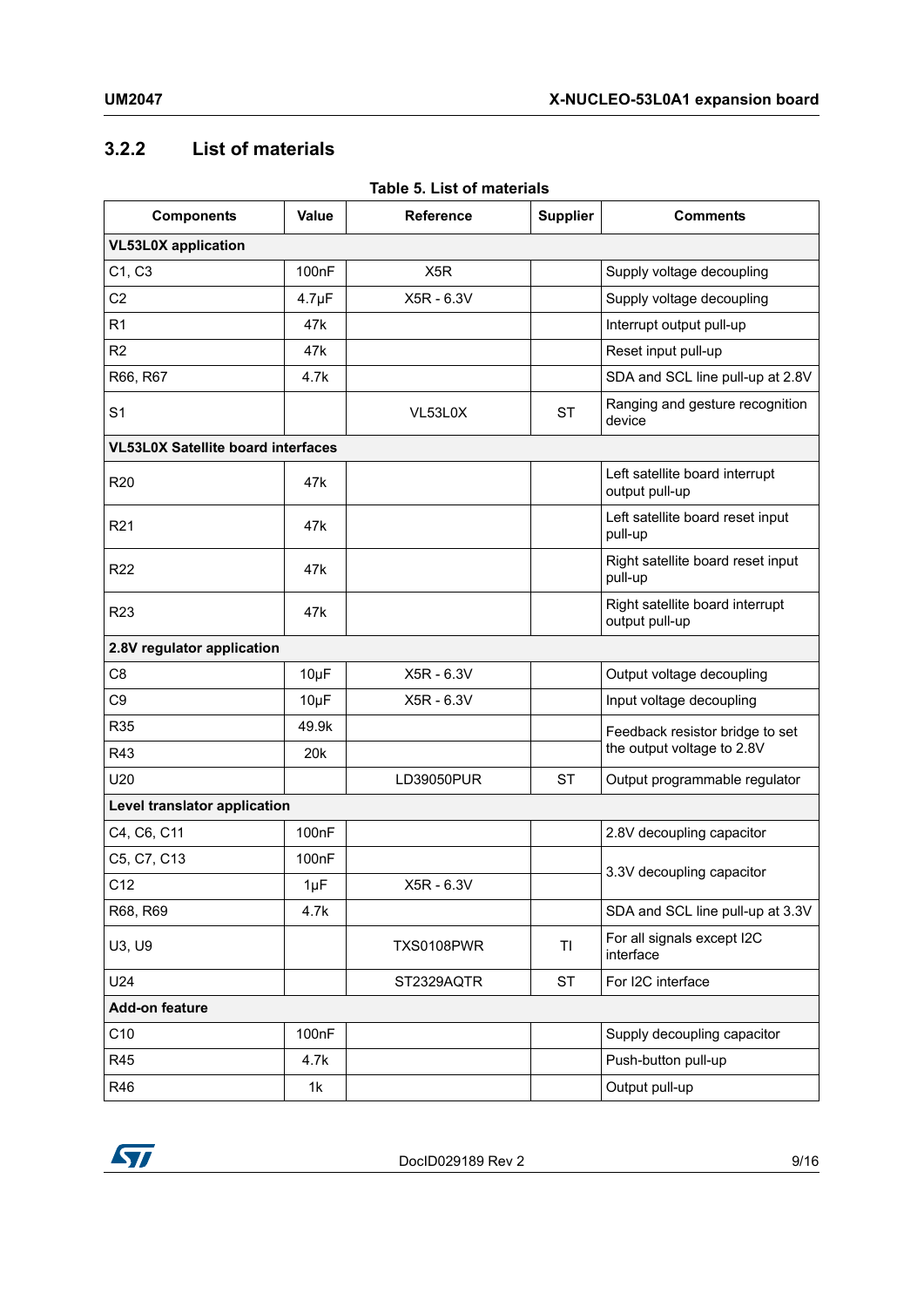### 3.2.2 List of materials

Table 5. List of materials

| Components | Value | Reference | Supplier | Comments |
|---|---|---|---|---|
| **VL53L0X application** | | | | |
| C1, C3 | 100nF | X5R | | Supply voltage decoupling |
| C2 | 4.7µF | X5R - 6.3V | | Supply voltage decoupling |
| R1 | 47k | | | Interrupt output pull-up |
| R2 | 47k | | | Reset input pull-up |
| R66, R67 | 4.7k | | | SDA and SCL line pull-up at 2.8V |
| S1 | | VL53L0X | ST | Ranging and gesture recognition device |
| **VL53L0X Satellite board interfaces** | | | | |
| R20 | 47k | | | Left satellite board interrupt output pull-up |
| R21 | 47k | | | Left satellite board reset input pull-up |
| R22 | 47k | | | Right satellite board reset input pull-up |
| R23 | 47k | | | Right satellite board interrupt output pull-up |
| **2.8V regulator application** | | | | |
| C8 | 10µF | X5R - 6.3V | | Output voltage decoupling |
| C9 | 10µF | X5R - 6.3V | | Input voltage decoupling |
| R35 | 49.9k | | | Feedback resistor bridge to set the output voltage to 2.8V |
| R43 | 20k | | | |
| U20 | | LD39050PUR | ST | Output programmable regulator |
| **Level translator application** | | | | |
| C4, C6, C11 | 100nF | | | 2.8V decoupling capacitor |
| C5, C7, C13 | 100nF | | | 3.3V decoupling capacitor |
| C12 | 1µF | X5R - 6.3V | | |
| R68, R69 | 4.7k | | | SDA and SCL line pull-up at 3.3V |
| U3, U9 | | TXS0108PWR | TI | For all signals except I2C interface |
| U24 | | ST2329AQTR | ST | For I2C interface |
| **Add-on feature** | | | | |
| C10 | 100nF | | | Supply decoupling capacitor |
| R45 | 4.7k | | | Push-button pull-up |
| R46 | 1k | | | Output pull-up |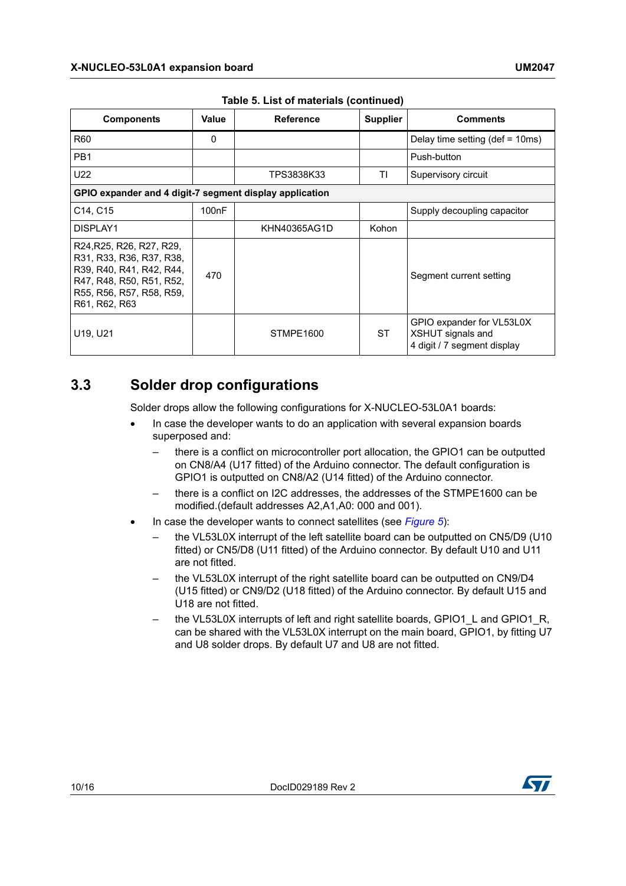Table 5. List of materials (continued)

| Components | Value | Reference | Supplier | Comments |
|---|---|---|---|---|
| R60 | 0 | | | Delay time setting (def = 10ms) |
| PB1 | | | | Push-button |
| U22 | | TPS3838K33 | TI | Supervisory circuit |
| **GPIO expander and 4 digit-7 segment display application** | | | | |
| C14, C15 | 100nF | | | Supply decoupling capacitor |
| DISPLAY1 | | KHN40365AG1D | Kohon | |
| R24,R25, R26, R27, R29, R31, R33, R36, R37, R38, R39, R40, R41, R42, R44, R47, R48, R50, R51, R52, R55, R56, R57, R58, R59, R61, R62, R63 | 470 | | | Segment current setting |
| U19, U21 | | STMPE1600 | ST | GPIO expander for VL53L0X XSHUT signals and 4 digit / 7 segment display |

## 3.3 Solder drop configurations

Solder drops allow the following configurations for X-NUCLEO-53L0A1 boards:

- In case the developer wants to do an application with several expansion boards superposed and:
  - there is a conflict on microcontroller port allocation, the GPIO1 can be outputted on CN8/A4 (U17 fitted) of the Arduino connector. The default configuration is GPIO1 is outputted on CN8/A2 (U14 fitted) of the Arduino connector.
  - there is a conflict on I2C addresses, the addresses of the STMPE1600 can be modified.(default addresses A2,A1,A0: 000 and 001).
- In case the developer wants to connect satellites (see *Figure 5*):
  - the VL53L0X interrupt of the left satellite board can be outputted on CN5/D9 (U10 fitted) or CN5/D8 (U11 fitted) of the Arduino connector. By default U10 and U11 are not fitted.
  - the VL53L0X interrupt of the right satellite board can be outputted on CN9/D4 (U15 fitted) or CN9/D2 (U18 fitted) of the Arduino connector. By default U15 and U18 are not fitted.
  - the VL53L0X interrupts of left and right satellite boards, GPIO1_L and GPIO1_R, can be shared with the VL53L0X interrupt on the main board, GPIO1, by fitting U7 and U8 solder drops. By default U7 and U8 are not fitted.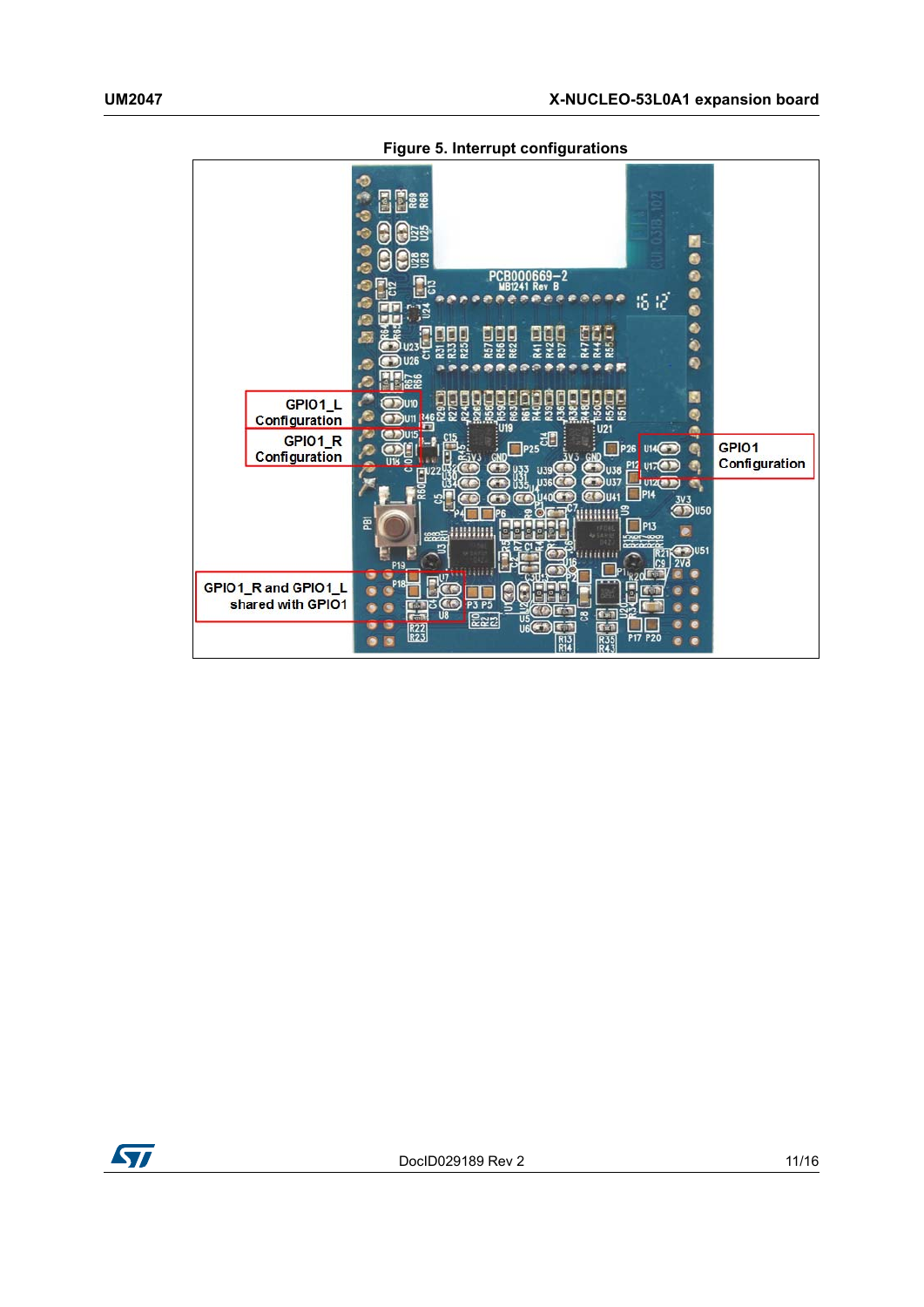**Figure 5. Interrupt configurations**

GPIO1_L Configuration

GPIO1_R Configuration

GPIO1 Configuration

GPIO1_R and GPIO1_L shared with GPIO1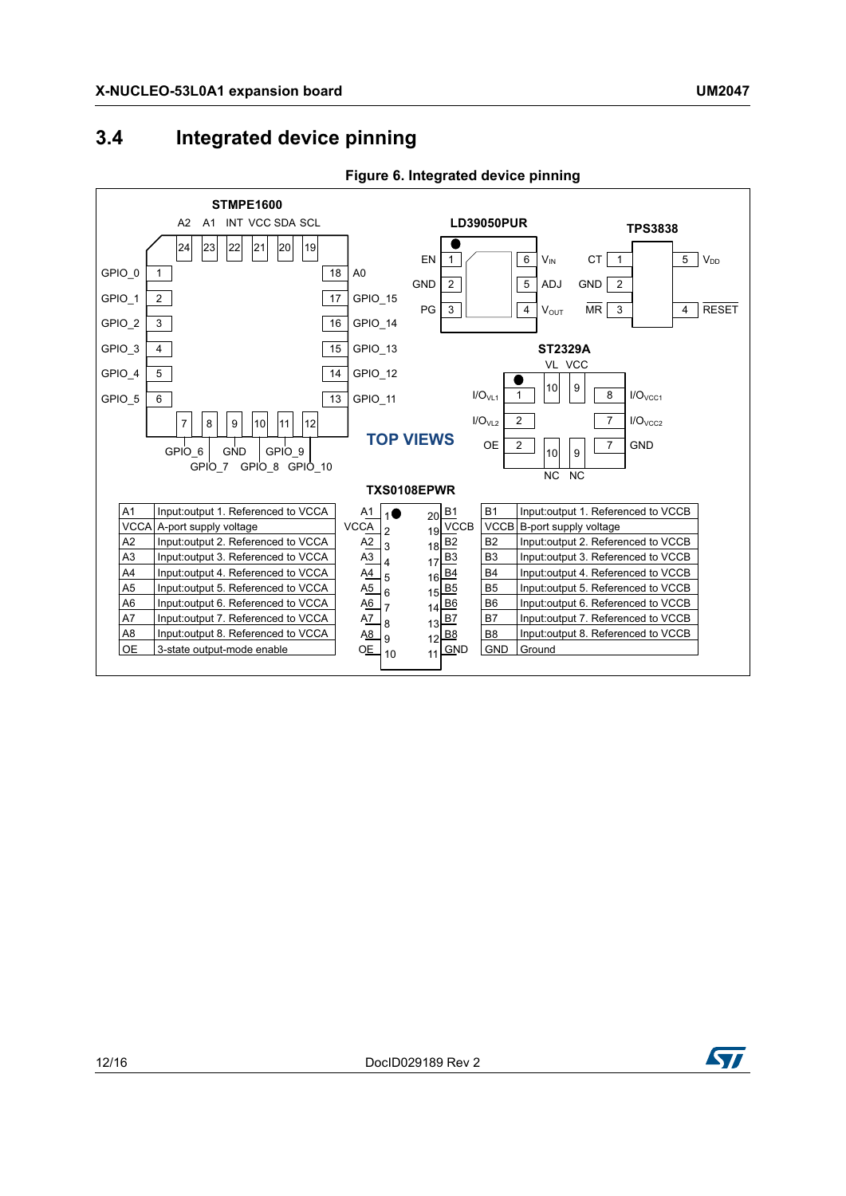## 3.4 Integrated device pinning

**Figure 6. Integrated device pinning**

**STMPE1600**

| Pin | Name | Pin | Name |
|---|---|---|---|
| 1 | GPIO_0 | 18 | A0 |
| 2 | GPIO_1 | 17 | GPIO_15 |
| 3 | GPIO_2 | 16 | GPIO_14 |
| 4 | GPIO_3 | 15 | GPIO_13 |
| 5 | GPIO_4 | 14 | GPIO_12 |
| 6 | GPIO_5 | 13 | GPIO_11 |
| 7 | GPIO_6 | 24 | A2 |
| 8 | GPIO_7 | 23 | A1 |
| 9 | GND | 22 | INT |
| 10 | GPIO_8 | 21 | VCC |
| 11 | GPIO_9 | 20 | SDA |
| 12 | GPIO_10 | 19 | SCL |

**LD39050PUR**

| Pin | Name | Pin | Name |
|---|---|---|---|
| 1 | EN | 6 | $V_{IN}$ |
| 2 | GND | 5 | ADJ |
| 3 | PG | 4 | $V_{OUT}$ |

**TPS3838**

| Pin | Name | Pin | Name |
|---|---|---|---|
| 1 | CT | 5 | $V_{DD}$ |
| 2 | GND | 4 | RESET |
| 3 | MR | | |

**ST2329A**

| Pin | Name | Pin | Name |
|---|---|---|---|
| 1 | $I/O_{VL1}$ | 8 | $I/O_{VCC1}$ |
| 2 | $I/O_{VL2}$ | 7 | $I/O_{VCC2}$ |
| 2 | OE | 7 | GND |
| 10 | VL | 9 | VCC |
| 10 | NC | 9 | NC |

**TOP VIEWS**

**TXS0108EPWR**

| Pin | Name | Description | Pin | Name | Description |
|---|---|---|---|---|---|
| 1 | A1 | Input:output 1. Referenced to VCCA | 20 | B1 | Input:output 1. Referenced to VCCB |
| 2 | VCCA | A-port supply voltage | 19 | VCCB | B-port supply voltage |
| 3 | A2 | Input:output 2. Referenced to VCCA | 18 | B2 | Input:output 2. Referenced to VCCB |
| 4 | A3 | Input:output 3. Referenced to VCCA | 17 | B3 | Input:output 3. Referenced to VCCB |
| 5 | A4 | Input:output 4. Referenced to VCCA | 16 | B4 | Input:output 4. Referenced to VCCB |
| 6 | A5 | Input:output 5. Referenced to VCCA | 15 | B5 | Input:output 5. Referenced to VCCB |
| 7 | A6 | Input:output 6. Referenced to VCCA | 14 | B6 | Input:output 6. Referenced to VCCB |
| 8 | A7 | Input:output 7. Referenced to VCCA | 13 | B7 | Input:output 7. Referenced to VCCB |
| 9 | A8 | Input:output 8. Referenced to VCCA | 12 | B8 | Input:output 8. Referenced to VCCB |
| 10 | OE | 3-state output-mode enable | 11 | GND | Ground |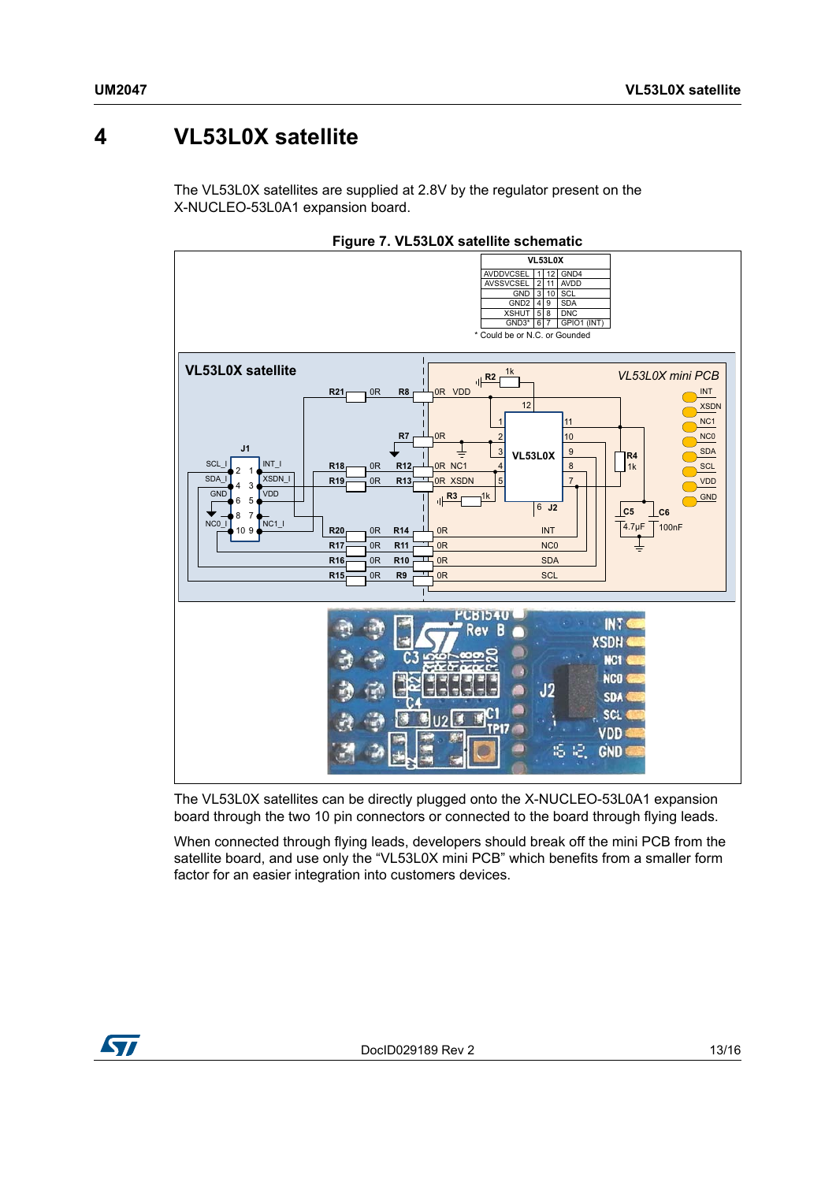# 4 VL53L0X satellite

The VL53L0X satellites are supplied at 2.8V by the regulator present on the X-NUCLEO-53L0A1 expansion board.

**Figure 7. VL53L0X satellite schematic**

The VL53L0X satellites can be directly plugged onto the X-NUCLEO-53L0A1 expansion board through the two 10 pin connectors or connected to the board through flying leads.

When connected through flying leads, developers should break off the mini PCB from the satellite board, and use only the “VL53L0X mini PCB” which benefits from a smaller form factor for an easier integration into customers devices.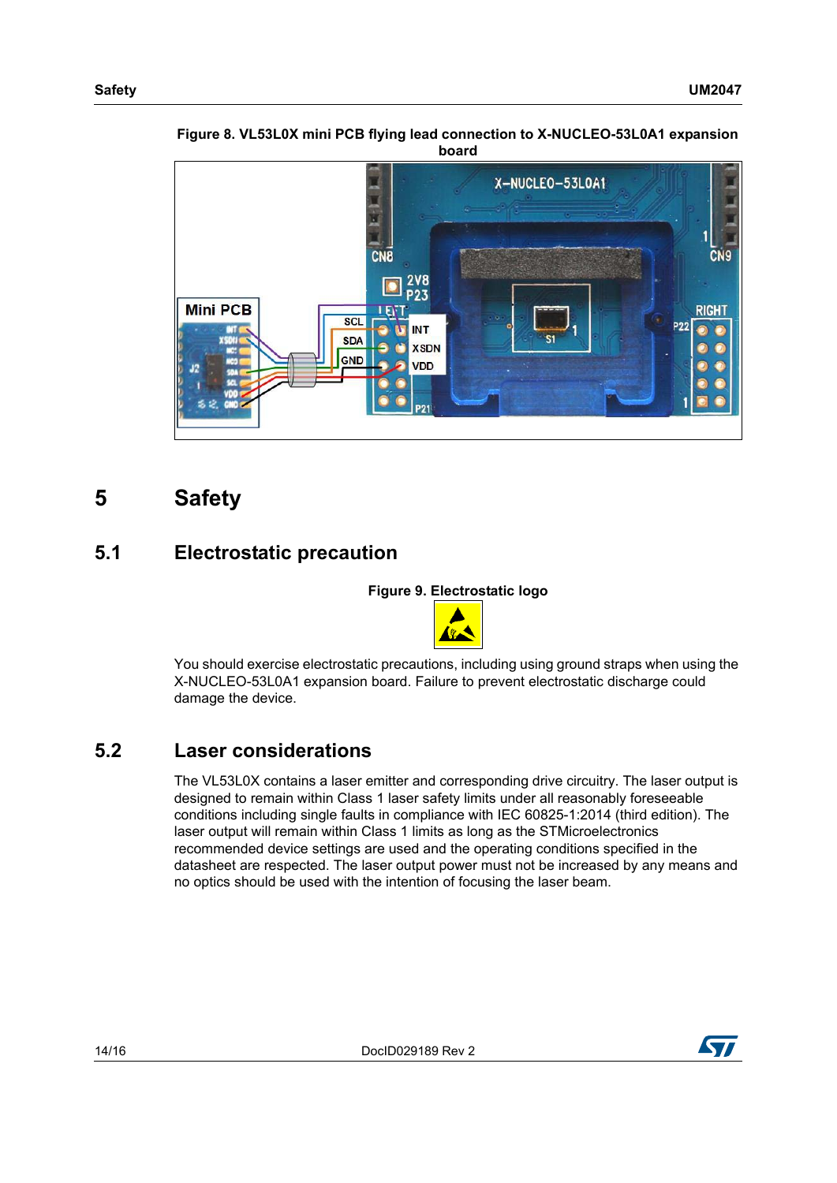**Figure 8. VL53L0X mini PCB flying lead connection to X-NUCLEO-53L0A1 expansion board**

# 5 Safety

## 5.1 Electrostatic precaution

**Figure 9. Electrostatic logo**

You should exercise electrostatic precautions, including using ground straps when using the X-NUCLEO-53L0A1 expansion board. Failure to prevent electrostatic discharge could damage the device.

## 5.2 Laser considerations

The VL53L0X contains a laser emitter and corresponding drive circuitry. The laser output is designed to remain within Class 1 laser safety limits under all reasonably foreseeable conditions including single faults in compliance with IEC 60825-1:2014 (third edition). The laser output will remain within Class 1 limits as long as the STMicroelectronics recommended device settings are used and the operating conditions specified in the datasheet are respected. The laser output power must not be increased by any means and no optics should be used with the intention of focusing the laser beam.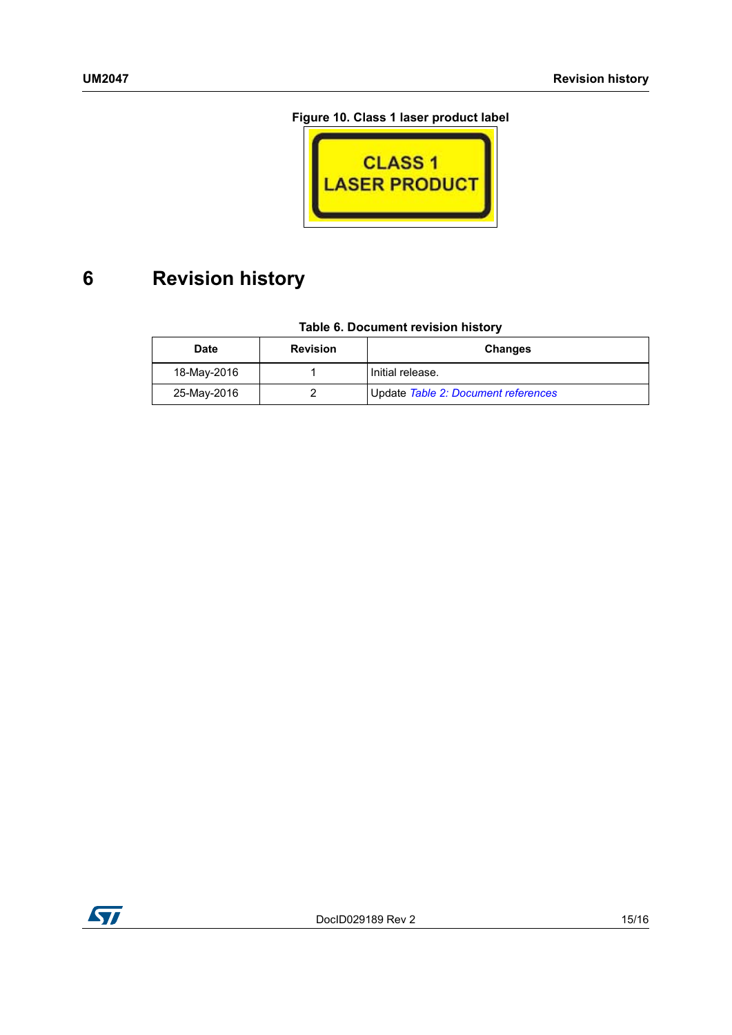Figure 10. Class 1 laser product label

CLASS 1
LASER PRODUCT

# 6 Revision history

Table 6. Document revision history

| Date | Revision | Changes |
|---|---|---|
| 18-May-2016 | 1 | Initial release. |
| 25-May-2016 | 2 | Update *Table 2: Document references* |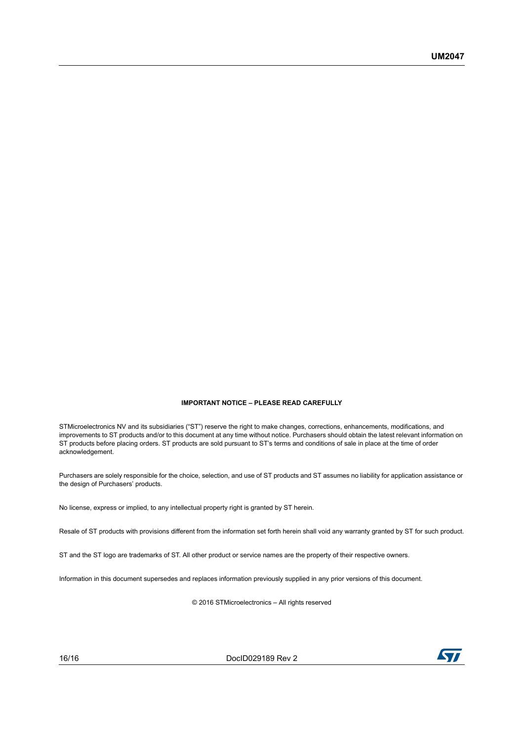**IMPORTANT NOTICE – PLEASE READ CAREFULLY**

STMicroelectronics NV and its subsidiaries (“ST”) reserve the right to make changes, corrections, enhancements, modifications, and improvements to ST products and/or to this document at any time without notice. Purchasers should obtain the latest relevant information on ST products before placing orders. ST products are sold pursuant to ST’s terms and conditions of sale in place at the time of order acknowledgement.

Purchasers are solely responsible for the choice, selection, and use of ST products and ST assumes no liability for application assistance or the design of Purchasers’ products.

No license, express or implied, to any intellectual property right is granted by ST herein.

Resale of ST products with provisions different from the information set forth herein shall void any warranty granted by ST for such product.

ST and the ST logo are trademarks of ST. All other product or service names are the property of their respective owners.

Information in this document supersedes and replaces information previously supplied in any prior versions of this document.

© 2016 STMicroelectronics – All rights reserved